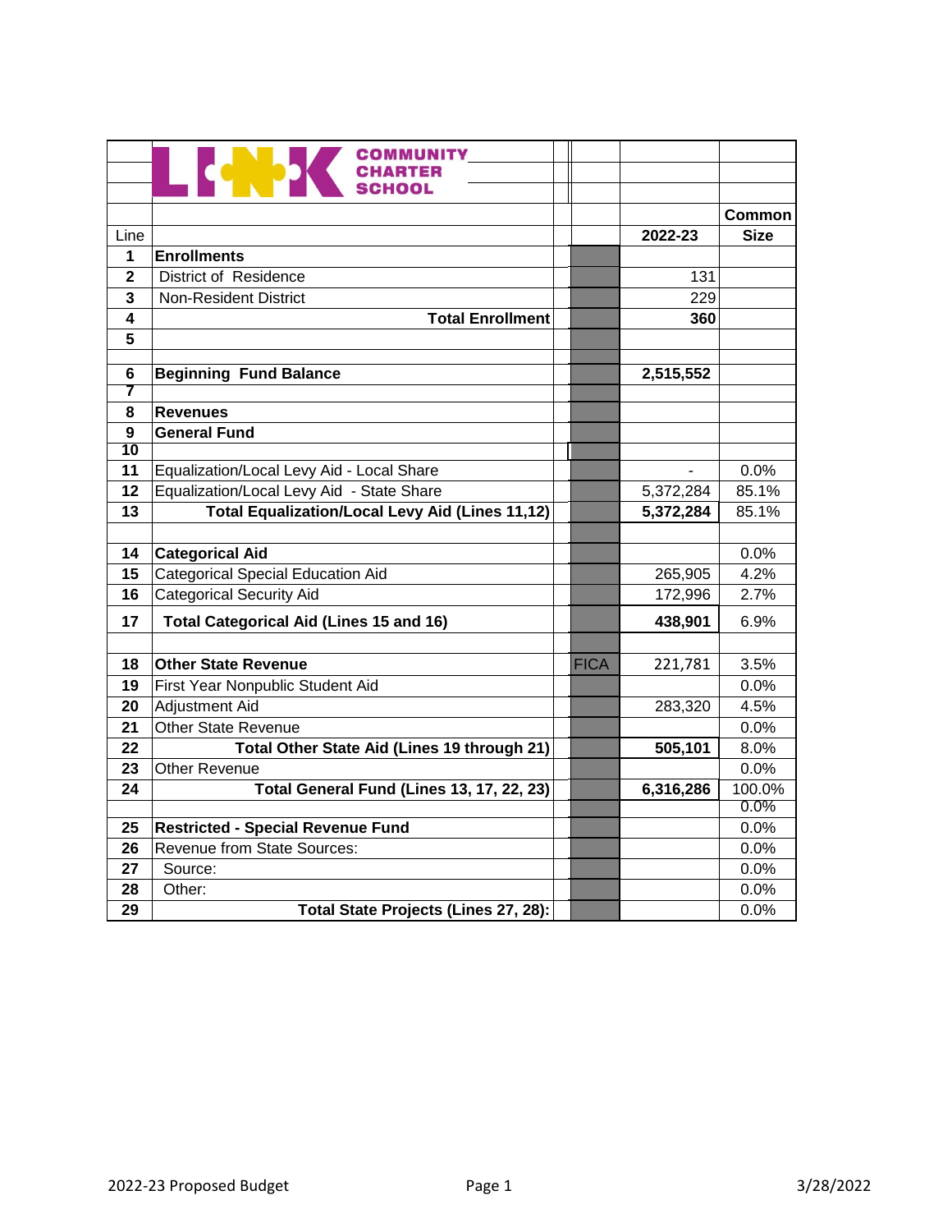# LINK COMMUNITY CHARTER SCHOOL

| Line | | | 2022-23 | Common Size |
|---|---|---|---|---|
| 1 | **Enrollments** | | | |
| 2 | District of Residence | | 131 | |
| 3 | Non-Resident District | | 229 | |
| 4 | **Total Enrollment** | | **360** | |
| 5 | | | | |
| 6 | **Beginning Fund Balance** | | **2,515,552** | |
| 7 | | | | |
| 8 | **Revenues** | | | |
| 9 | **General Fund** | | | |
| 10 | | | | |
| 11 | Equalization/Local Levy Aid - Local Share | | - | 0.0% |
| 12 | Equalization/Local Levy Aid - State Share | | 5,372,284 | 85.1% |
| 13 | **Total Equalization/Local Levy Aid (Lines 11,12)** | | **5,372,284** | 85.1% |
| 14 | **Categorical Aid** | | | 0.0% |
| 15 | Categorical Special Education Aid | | 265,905 | 4.2% |
| 16 | Categorical Security Aid | | 172,996 | 2.7% |
| 17 | **Total Categorical Aid (Lines 15 and 16)** | | **438,901** | 6.9% |
| 18 | **Other State Revenue** | FICA | 221,781 | 3.5% |
| 19 | First Year Nonpublic Student Aid | | | 0.0% |
| 20 | Adjustment Aid | | 283,320 | 4.5% |
| 21 | Other State Revenue | | | 0.0% |
| 22 | **Total Other State Aid (Lines 19 through 21)** | | **505,101** | 8.0% |
| 23 | Other Revenue | | | 0.0% |
| 24 | **Total General Fund (Lines 13, 17, 22, 23)** | | **6,316,286** | 100.0% |
| | | | | 0.0% |
| 25 | **Restricted - Special Revenue Fund** | | | 0.0% |
| 26 | Revenue from State Sources: | | | 0.0% |
| 27 | Source: | | | 0.0% |
| 28 | Other: | | | 0.0% |
| 29 | **Total State Projects (Lines 27, 28):** | | | 0.0% |

2022-23 Proposed Budget 3/28/2022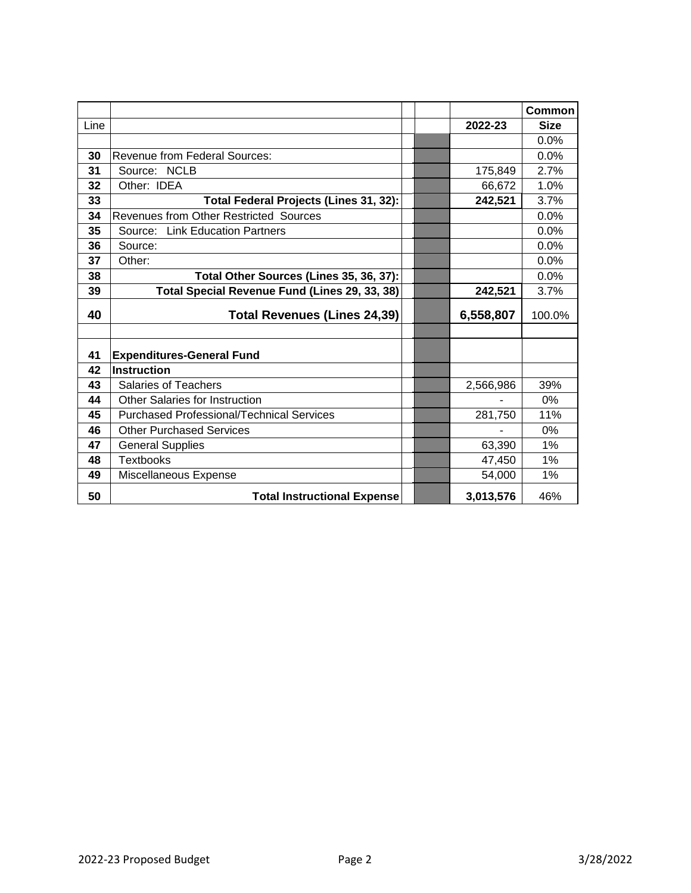| Line | | | | 2022-23 | Common Size |
|---|---|---|---|---|---|
| | | | | | 0.0% |
| **30** | Revenue from Federal Sources: | | | | 0.0% |
| **31** | Source: NCLB | | | 175,849 | 2.7% |
| **32** | Other: IDEA | | | 66,672 | 1.0% |
| **33** | **Total Federal Projects (Lines 31, 32):** | | | **242,521** | 3.7% |
| **34** | Revenues from Other Restricted Sources | | | | 0.0% |
| **35** | Source: Link Education Partners | | | | 0.0% |
| **36** | Source: | | | | 0.0% |
| **37** | Other: | | | | 0.0% |
| **38** | **Total Other Sources (Lines 35, 36, 37):** | | | | 0.0% |
| **39** | **Total Special Revenue Fund (Lines 29, 33, 38)** | | | **242,521** | 3.7% |
| **40** | **Total Revenues (Lines 24,39)** | | | **6,558,807** | 100.0% |
| | | | | | |
| **41** | **Expenditures-General Fund** | | | | |
| **42** | **Instruction** | | | | |
| **43** | Salaries of Teachers | | | 2,566,986 | 39% |
| **44** | Other Salaries for Instruction | | | - | 0% |
| **45** | Purchased Professional/Technical Services | | | 281,750 | 11% |
| **46** | Other Purchased Services | | | - | 0% |
| **47** | General Supplies | | | 63,390 | 1% |
| **48** | Textbooks | | | 47,450 | 1% |
| **49** | Miscellaneous Expense | | | 54,000 | 1% |
| **50** | **Total Instructional Expense** | | | **3,013,576** | 46% |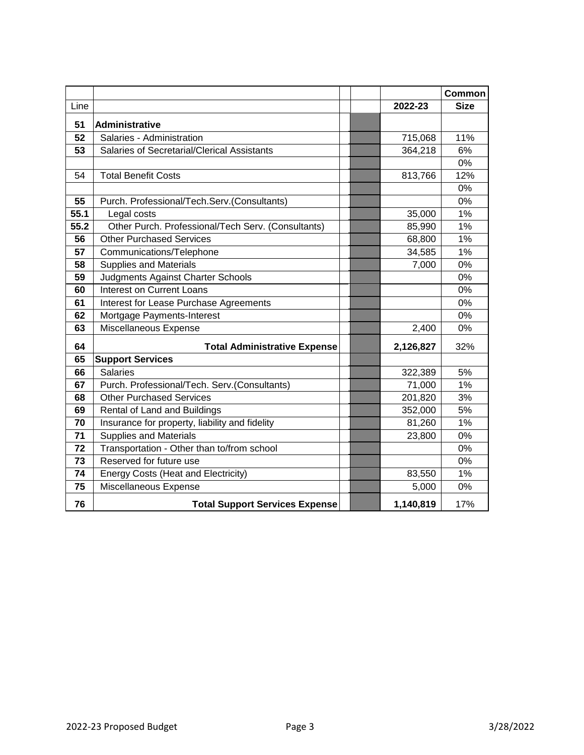| Line | | | | 2022-23 | Common Size |
|---|---|---|---|---|---|
| **51** | **Administrative** | | | | |
| **52** | Salaries - Administration | | | 715,068 | 11% |
| **53** | Salaries of Secretarial/Clerical Assistants | | | 364,218 | 6% |
| | | | | | 0% |
| 54 | Total Benefit Costs | | | 813,766 | 12% |
| | | | | | 0% |
| **55** | Purch. Professional/Tech.Serv.(Consultants) | | | | 0% |
| **55.1** | Legal costs | | | 35,000 | 1% |
| **55.2** | Other Purch. Professional/Tech Serv. (Consultants) | | | 85,990 | 1% |
| **56** | Other Purchased Services | | | 68,800 | 1% |
| **57** | Communications/Telephone | | | 34,585 | 1% |
| **58** | Supplies and Materials | | | 7,000 | 0% |
| **59** | Judgments Against Charter Schools | | | | 0% |
| **60** | Interest on Current Loans | | | | 0% |
| **61** | Interest for Lease Purchase Agreements | | | | 0% |
| **62** | Mortgage Payments-Interest | | | | 0% |
| **63** | Miscellaneous Expense | | | 2,400 | 0% |
| **64** | **Total Administrative Expense** | | | **2,126,827** | 32% |
| **65** | **Support Services** | | | | |
| **66** | Salaries | | | 322,389 | 5% |
| **67** | Purch. Professional/Tech. Serv.(Consultants) | | | 71,000 | 1% |
| **68** | Other Purchased Services | | | 201,820 | 3% |
| **69** | Rental of Land and Buildings | | | 352,000 | 5% |
| **70** | Insurance for property, liability and fidelity | | | 81,260 | 1% |
| **71** | Supplies and Materials | | | 23,800 | 0% |
| **72** | Transportation - Other than to/from school | | | | 0% |
| **73** | Reserved for future use | | | | 0% |
| **74** | Energy Costs (Heat and Electricity) | | | 83,550 | 1% |
| **75** | Miscellaneous Expense | | | 5,000 | 0% |
| **76** | **Total Support Services Expense** | | | **1,140,819** | 17% |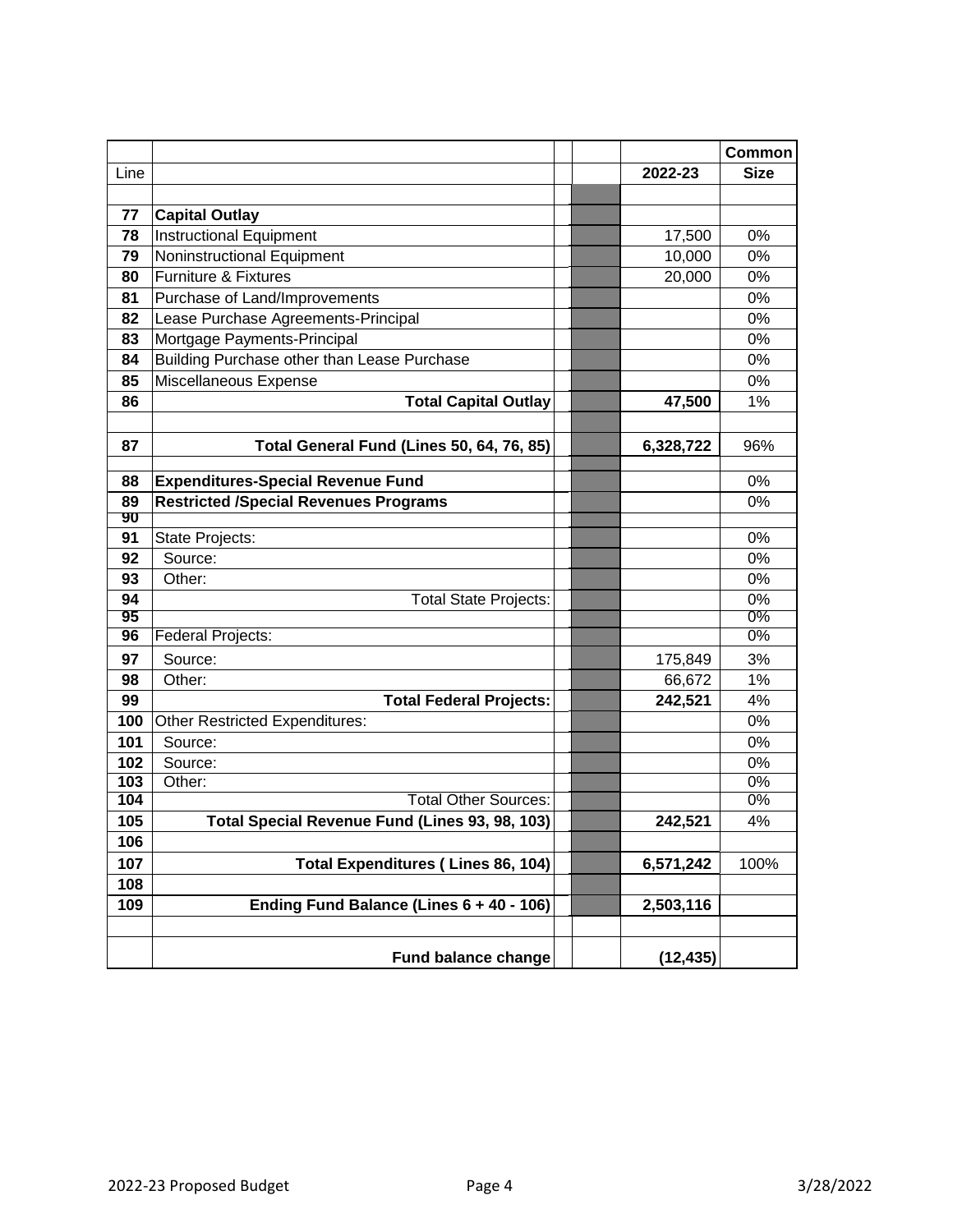| Line | | | | 2022-23 | Common Size |
|---|---|---|---|---|---|
| | | | | | |
| 77 | **Capital Outlay** | | | | |
| 78 | Instructional Equipment | | | 17,500 | 0% |
| 79 | Noninstructional Equipment | | | 10,000 | 0% |
| 80 | Furniture & Fixtures | | | 20,000 | 0% |
| 81 | Purchase of Land/Improvements | | | | 0% |
| 82 | Lease Purchase Agreements-Principal | | | | 0% |
| 83 | Mortgage Payments-Principal | | | | 0% |
| 84 | Building Purchase other than Lease Purchase | | | | 0% |
| 85 | Miscellaneous Expense | | | | 0% |
| 86 | **Total Capital Outlay** | | | **47,500** | 1% |
| | | | | | |
| 87 | **Total General Fund (Lines 50, 64, 76, 85)** | | | **6,328,722** | 96% |
| | | | | | |
| 88 | **Expenditures-Special Revenue Fund** | | | | 0% |
| 89 | **Restricted /Special Revenues Programs** | | | | 0% |
| 90 | | | | | |
| 91 | State Projects: | | | | 0% |
| 92 | Source: | | | | 0% |
| 93 | Other: | | | | 0% |
| 94 | Total State Projects: | | | | 0% |
| 95 | | | | | 0% |
| 96 | Federal Projects: | | | | 0% |
| 97 | Source: | | | 175,849 | 3% |
| 98 | Other: | | | 66,672 | 1% |
| 99 | **Total Federal Projects:** | | | **242,521** | 4% |
| 100 | Other Restricted Expenditures: | | | | 0% |
| 101 | Source: | | | | 0% |
| 102 | Source: | | | | 0% |
| 103 | Other: | | | | 0% |
| 104 | Total Other Sources: | | | | 0% |
| 105 | **Total Special Revenue Fund (Lines 93, 98, 103)** | | | **242,521** | 4% |
| 106 | | | | | |
| 107 | **Total Expenditures ( Lines 86, 104)** | | | **6,571,242** | 100% |
| 108 | | | | | |
| 109 | **Ending Fund Balance (Lines 6 + 40 - 106)** | | | **2,503,116** | |
| | | | | | |
| | **Fund balance change** | | | **(12,435)** | |